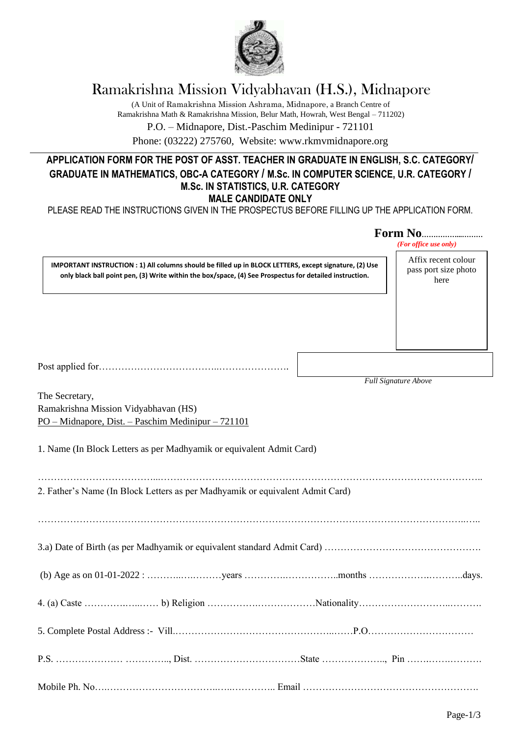# Ramakrishna Mission Vidyabhavan (H.S.), Midnapore

(A Unit of Ramakrishna Mission Ashrama, Midnapore, a Branch Centre of Ramakrishna Math & Ramakrishna Mission, Belur Math, Howrah, West Bengal – 711202)

P.O. – Midnapore, Dist.-Paschim Medinipur - 721101

Phone: (03222) 275760, Website: www.rkmvmidnapore.org

---

## APPLICATION FORM FOR THE POST OF ASST. TEACHER IN GRADUATE IN ENGLISH, S.C. CATEGORY/ GRADUATE IN MATHEMATICS, OBC-A CATEGORY / M.Sc. IN COMPUTER SCIENCE, U.R. CATEGORY / M.Sc. IN STATISTICS, U.R. CATEGORY

## MALE CANDIDATE ONLY

PLEASE READ THE INSTRUCTIONS GIVEN IN THE PROSPECTUS BEFORE FILLING UP THE APPLICATION FORM.

**Form No**...........................

*(For office use only)*

**IMPORTANT INSTRUCTION : 1) All columns should be filled up in BLOCK LETTERS, except signature, (2) Use only black ball point pen, (3) Write within the box/space, (4) See Prospectus for detailed instruction.**

Affix recent colour pass port size photo here

Post applied for……………………………..………………….

*Full Signature Above*

The Secretary,
Ramakrishna Mission Vidyabhavan (HS)
PO – Midnapore, Dist. – Paschim Medinipur – 721101

1. Name (In Block Letters as per Madhyamik or equivalent Admit Card)

……………………………………………………………………………………………………………………..

2. Father's Name (In Block Letters as per Madhyamik or equivalent Admit Card)

……………………………………………………………………………………………………………………..

3.a) Date of Birth (as per Madhyamik or equivalent standard Admit Card) ………………………………………….

(b) Age as on 01-01-2022 : …………………years ……………………………months …………………………days.

4. (a) Caste ………………… b) Religion ……………………………Nationality………………………………….

5. Complete Postal Address :- Vill.……………………………………………………P.O……………………………

P.S. ………………… ………….., Dist. ……………………………State ………………., Pin ……………………

Mobile Ph. No………………………………………………. Email ……………………………………………….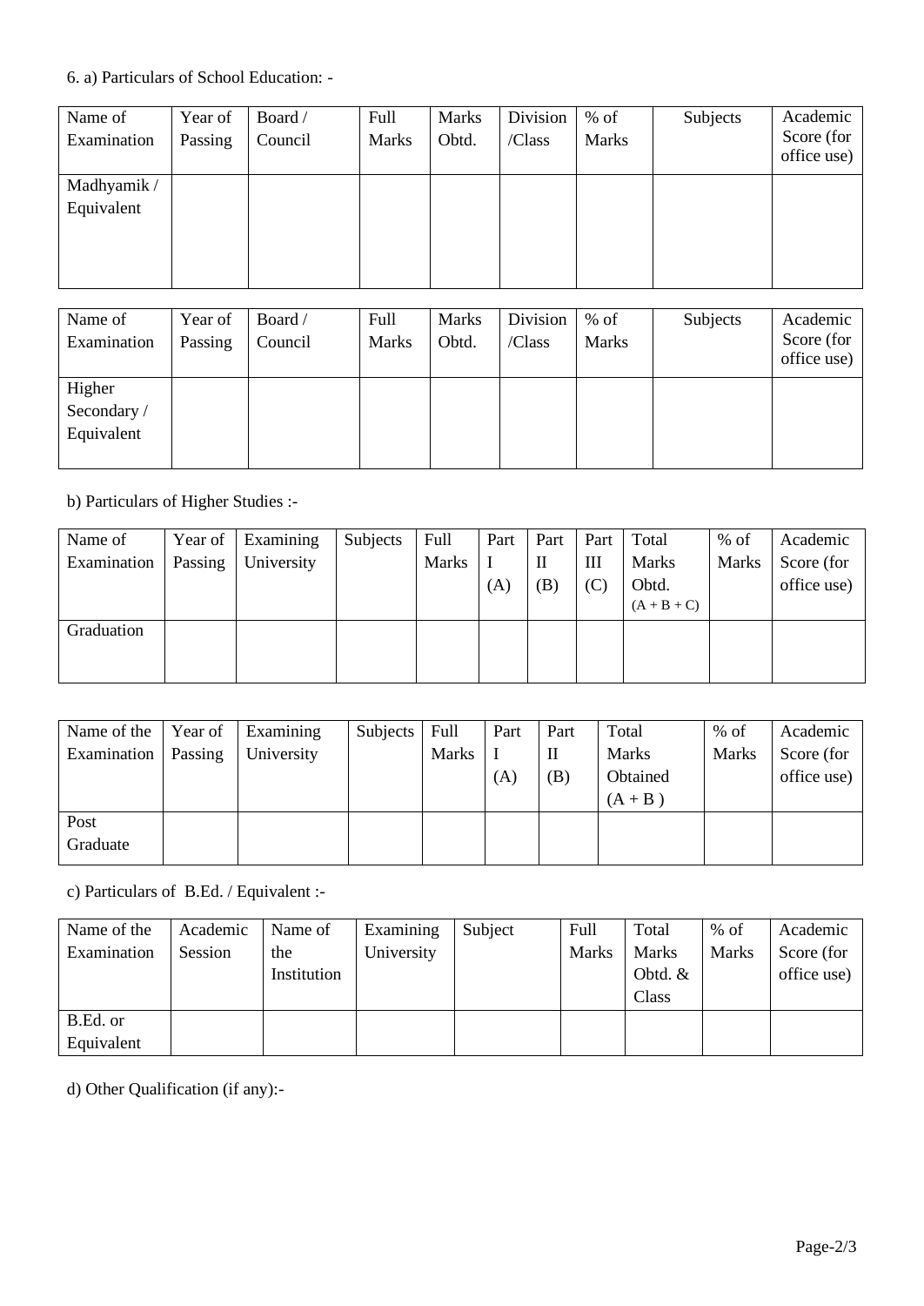6. a) Particulars of School Education: -

| Name of Examination | Year of Passing | Board / Council | Full Marks | Marks Obtd. | Division /Class | % of Marks | Subjects | Academic Score (for office use) |
|---|---|---|---|---|---|---|---|---|
| Madhyamik / Equivalent | | | | | | | | |

| Name of Examination | Year of Passing | Board / Council | Full Marks | Marks Obtd. | Division /Class | % of Marks | Subjects | Academic Score (for office use) |
|---|---|---|---|---|---|---|---|---|
| Higher Secondary / Equivalent | | | | | | | | |

b) Particulars of Higher Studies :-

| Name of Examination | Year of Passing | Examining University | Subjects | Full Marks | Part I (A) | Part II (B) | Part III (C) | Total Marks Obtd. (A + B + C) | % of Marks | Academic Score (for office use) |
|---|---|---|---|---|---|---|---|---|---|---|
| Graduation | | | | | | | | | | |

| Name of the Examination | Year of Passing | Examining University | Subjects | Full Marks | Part I (A) | Part II (B) | Total Marks Obtained (A + B ) | % of Marks | Academic Score (for office use) |
|---|---|---|---|---|---|---|---|---|---|
| Post Graduate | | | | | | | | | |

c) Particulars of B.Ed. / Equivalent :-

| Name of the Examination | Academic Session | Name of the Institution | Examining University | Subject | Full Marks | Total Marks Obtd. & Class | % of Marks | Academic Score (for office use) |
|---|---|---|---|---|---|---|---|---|
| B.Ed. or Equivalent | | | | | | | | |

d) Other Qualification (if any):-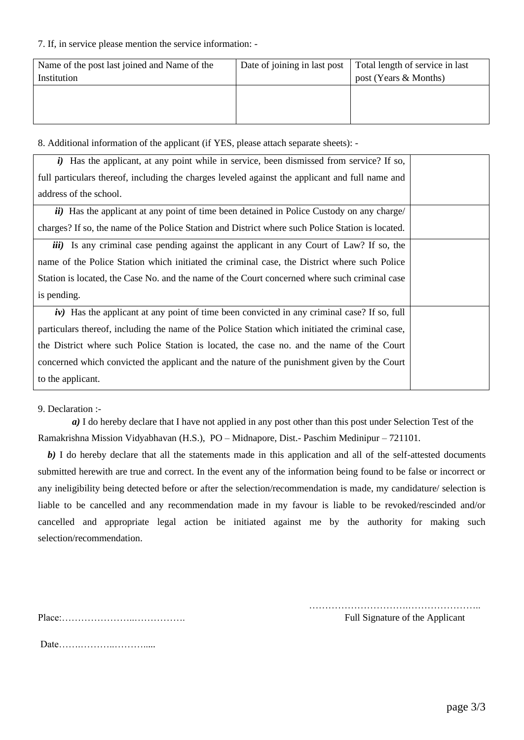7. If, in service please mention the service information: -

| Name of the post last joined and Name of the Institution | Date of joining in last post | Total length of service in last post (Years & Months) |
|---|---|---|
| | | |

8. Additional information of the applicant (if YES, please attach separate sheets): -

| | |
|---|---|
| ***i)*** Has the applicant, at any point while in service, been dismissed from service? If so, full particulars thereof, including the charges leveled against the applicant and full name and address of the school. | |
| ***ii)*** Has the applicant at any point of time been detained in Police Custody on any charge/ charges? If so, the name of the Police Station and District where such Police Station is located. | |
| ***iii)*** Is any criminal case pending against the applicant in any Court of Law? If so, the name of the Police Station which initiated the criminal case, the District where such Police Station is located, the Case No. and the name of the Court concerned where such criminal case is pending. | |
| ***iv)*** Has the applicant at any point of time been convicted in any criminal case? If so, full particulars thereof, including the name of the Police Station which initiated the criminal case, the District where such Police Station is located, the case no. and the name of the Court concerned which convicted the applicant and the nature of the punishment given by the Court to the applicant. | |

9. Declaration :-

***a)*** I do hereby declare that I have not applied in any post other than this post under Selection Test of the Ramakrishna Mission Vidyabhavan (H.S.), PO – Midnapore, Dist.- Paschim Medinipur – 721101.

***b)*** I do hereby declare that all the statements made in this application and all of the self-attested documents submitted herewith are true and correct. In the event any of the information being found to be false or incorrect or any ineligibility being detected before or after the selection/recommendation is made, my candidature/ selection is liable to be cancelled and any recommendation made in my favour is liable to be revoked/rescinded and/or cancelled and appropriate legal action be initiated against me by the authority for making such selection/recommendation.

Place:…………………..…………….

………………………….…………………..
Full Signature of the Applicant

Date…….………..……….....